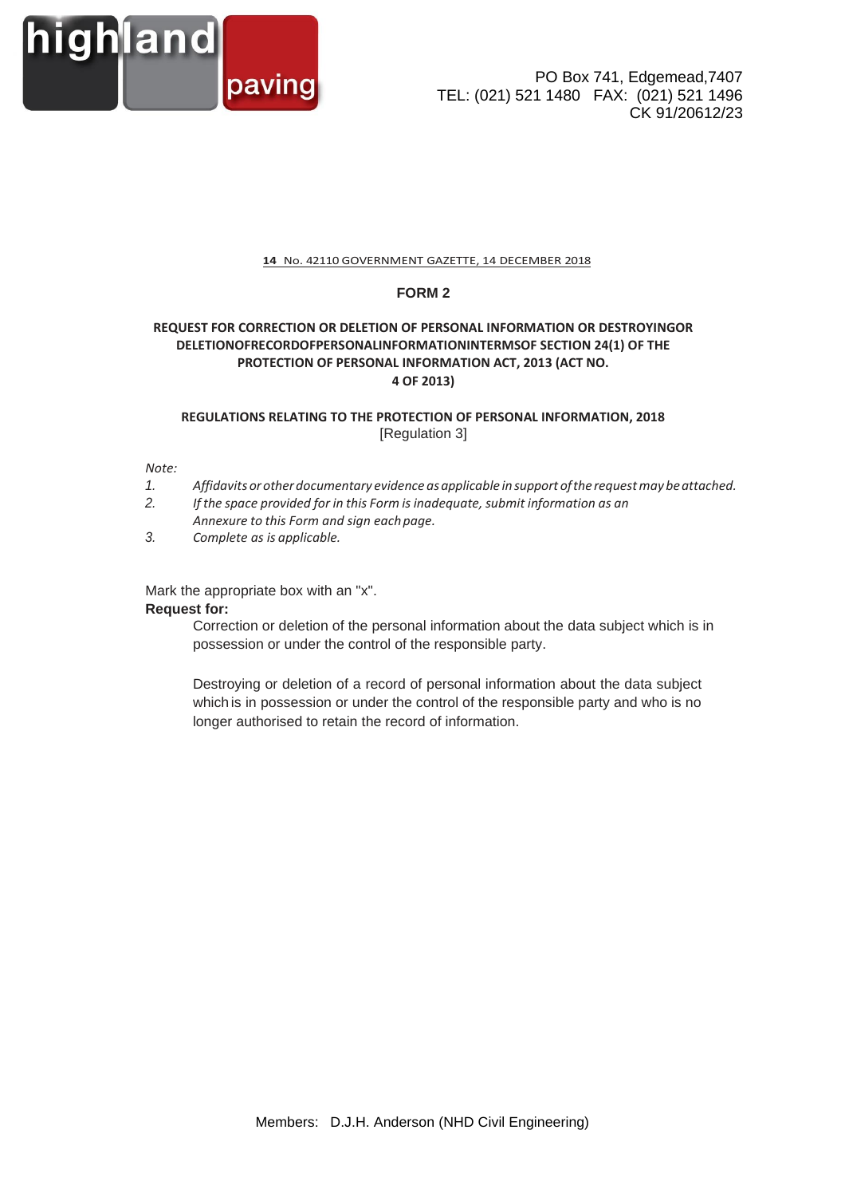highland paving

PO Box 741, Edgemead,7407
TEL: (021) 521 1480 FAX: (021) 521 1496
CK 91/20612/23

**14** No. 42110 GOVERNMENT GAZETTE, 14 DECEMBER 2018

## FORM 2

### REQUEST FOR CORRECTION OR DELETION OF PERSONAL INFORMATION OR DESTROYINGOR DELETIONOFRECORDOFPERSONALINFORMATIONINTERMSOF SECTION 24(1) OF THE PROTECTION OF PERSONAL INFORMATION ACT, 2013 (ACT NO. 4 OF 2013)

### REGULATIONS RELATING TO THE PROTECTION OF PERSONAL INFORMATION, 2018

[Regulation 3]

*Note:*

1. *Affidavits or other documentary evidence as applicable in support of the request may be attached.*
2. *If the space provided for in this Form is inadequate, submit information as an Annexure to this Form and sign each page.*
3. *Complete as is applicable.*

Mark the appropriate box with an "x".

**Request for:**

Correction or deletion of the personal information about the data subject which is in possession or under the control of the responsible party.

Destroying or deletion of a record of personal information about the data subject which is in possession or under the control of the responsible party and who is no longer authorised to retain the record of information.

Members: D.J.H. Anderson (NHD Civil Engineering)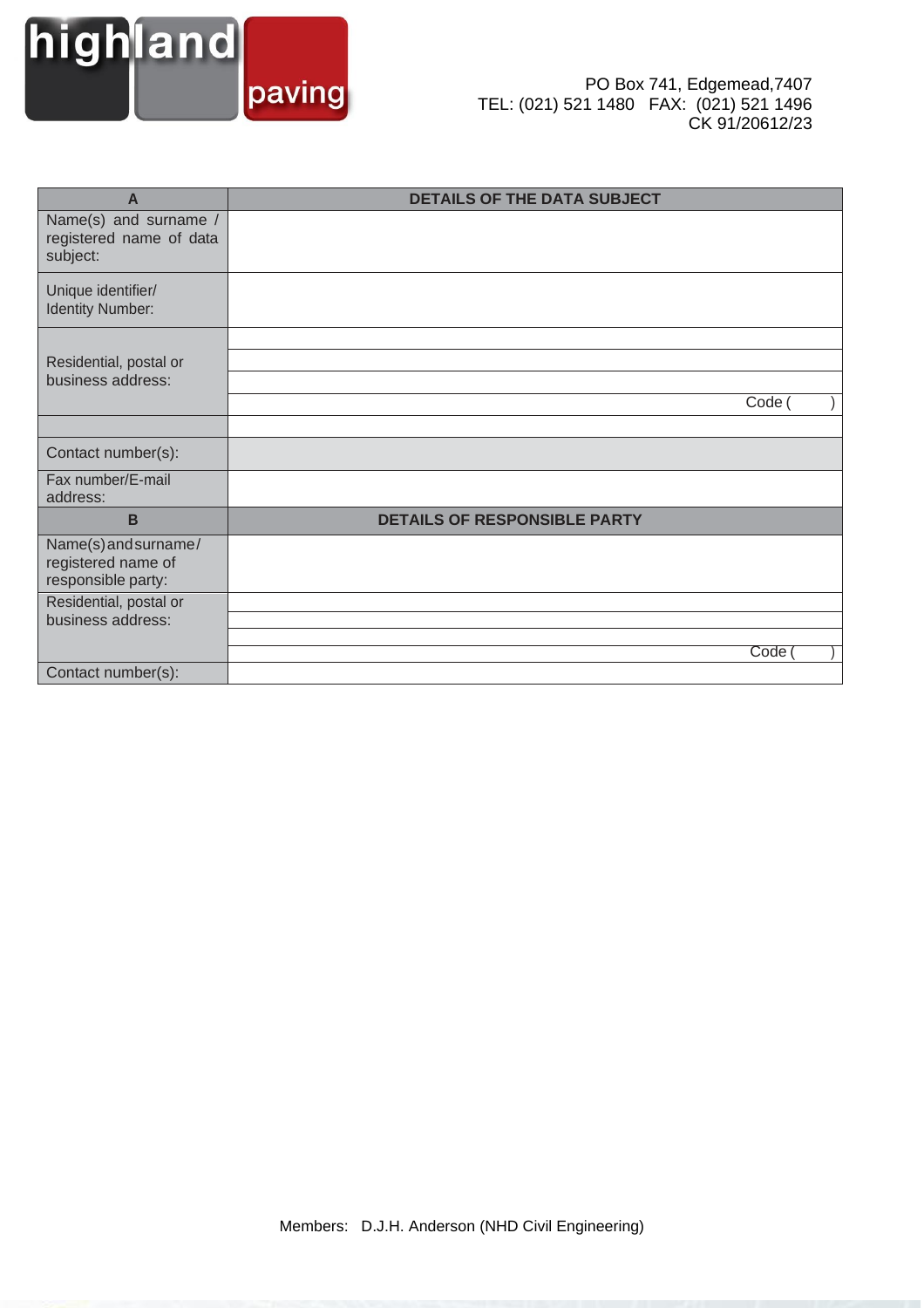highland paving

PO Box 741, Edgemead,7407
TEL: (021) 521 1480 FAX: (021) 521 1496
CK 91/20612/23

| A | DETAILS OF THE DATA SUBJECT |
|---|---|
| Name(s) and surname / registered name of data subject: | |
| Unique identifier/ Identity Number: | |
| Residential, postal or business address: | |
| | |
| | |
| | Code ( ) |
| | |
| Contact number(s): | |
| Fax number/E-mail address: | |
| **B** | **DETAILS OF RESPONSIBLE PARTY** |
| Name(s) and surname/ registered name of responsible party: | |
| Residential, postal or business address: | |
| | |
| | |
| | Code ( ) |
| Contact number(s): | |

Members: D.J.H. Anderson (NHD Civil Engineering)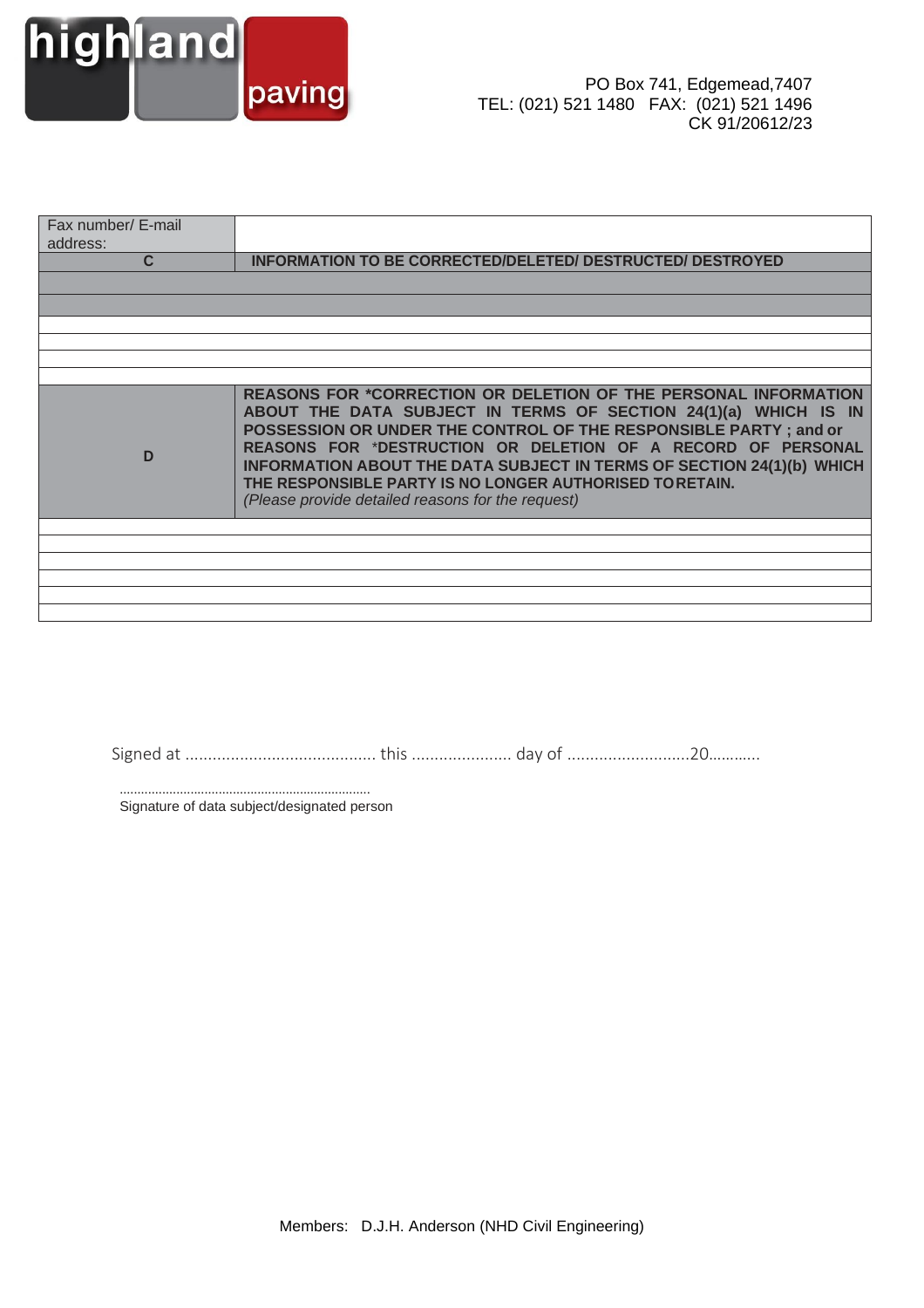highland paving

PO Box 741, Edgemead,7407
TEL: (021) 521 1480 FAX: (021) 521 1496
CK 91/20612/23

| | |
|---|---|
| Fax number/ E-mail address: | |
| **C** | **INFORMATION TO BE CORRECTED/DELETED/ DESTRUCTED/ DESTROYED** |
| | |
| | |
| | |
| | |
| | |
| | |
| **D** | **REASONS FOR *CORRECTION OR DELETION OF THE PERSONAL INFORMATION ABOUT THE DATA SUBJECT IN TERMS OF SECTION 24(1)(a) WHICH IS IN POSSESSION OR UNDER THE CONTROL OF THE RESPONSIBLE PARTY ; and or REASONS FOR *DESTRUCTION OR DELETION OF A RECORD OF PERSONAL INFORMATION ABOUT THE DATA SUBJECT IN TERMS OF SECTION 24(1)(b) WHICH THE RESPONSIBLE PARTY IS NO LONGER AUTHORISED TO RETAIN.** *(Please provide detailed reasons for the request)* |
| | |
| | |
| | |
| | |
| | |
| | |

Signed at .......................................... this ...................... day of ...........................20...........

......................................................................
Signature of data subject/designated person

Members: D.J.H. Anderson (NHD Civil Engineering)